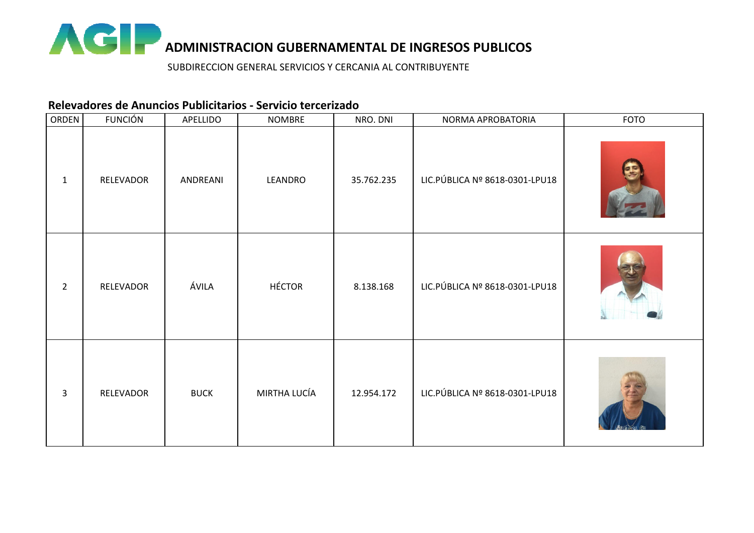# ADMINISTRACION GUBERNAMENTAL DE INGRESOS PUBLICOS

SUBDIRECCION GENERAL SERVICIOS Y CERCANIA AL CONTRIBUYENTE

## Relevadores de Anuncios Publicitarios - Servicio tercerizado

| ORDEN | FUNCIÓN | APELLIDO | NOMBRE | NRO. DNI | NORMA APROBATORIA | FOTO |
|---|---|---|---|---|---|---|
| 1 | RELEVADOR | ANDREANI | LEANDRO | 35.762.235 | LIC.PÚBLICA Nº 8618-0301-LPU18 | |
| 2 | RELEVADOR | ÁVILA | HÉCTOR | 8.138.168 | LIC.PÚBLICA Nº 8618-0301-LPU18 | |
| 3 | RELEVADOR | BUCK | MIRTHA LUCÍA | 12.954.172 | LIC.PÚBLICA Nº 8618-0301-LPU18 | |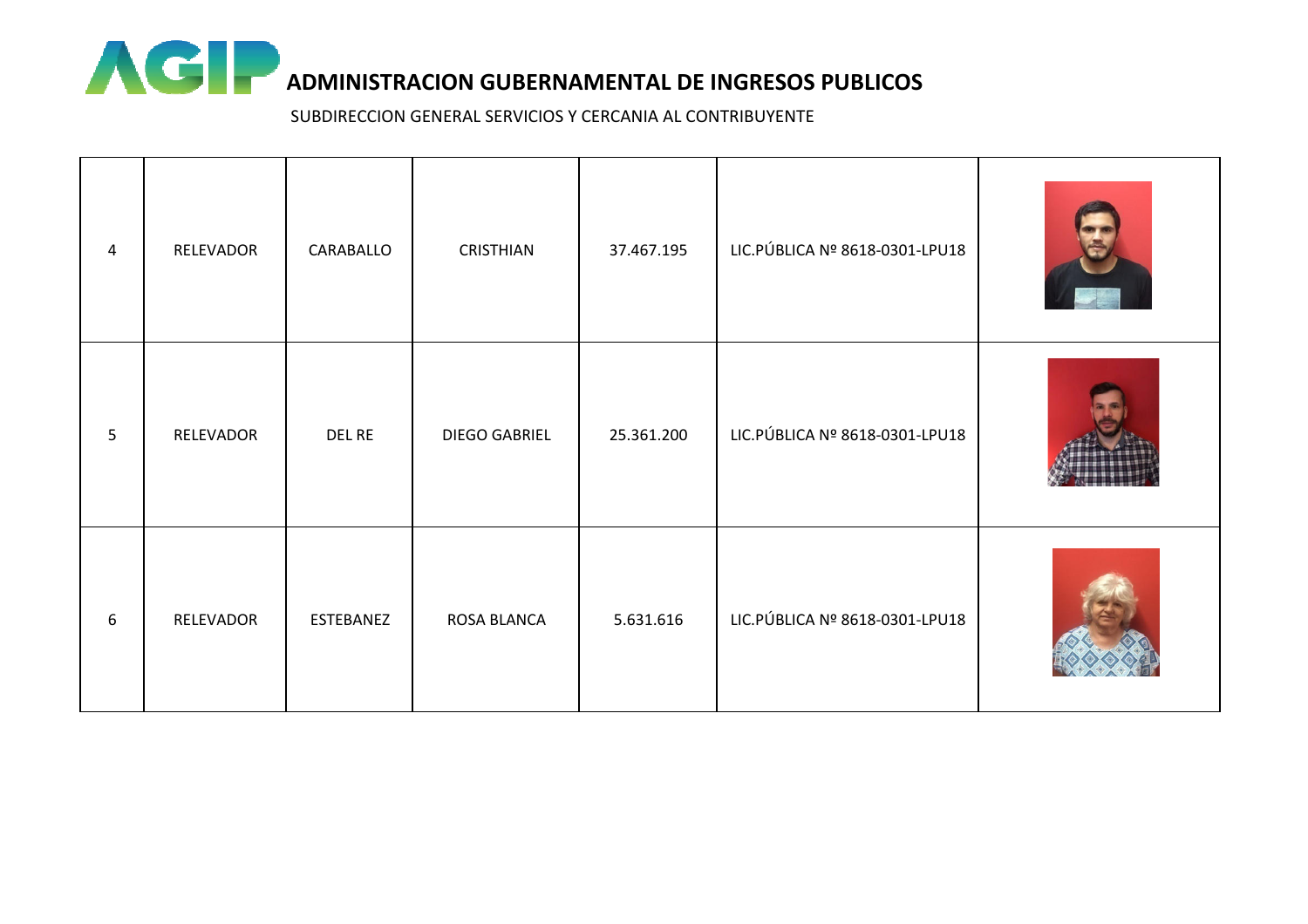# ADMINISTRACION GUBERNAMENTAL DE INGRESOS PUBLICOS

SUBDIRECCION GENERAL SERVICIOS Y CERCANIA AL CONTRIBUYENTE

| | | | | | | |
|---|---|---|---|---|---|---|
| 4 | RELEVADOR | CARABALLO | CRISTHIAN | 37.467.195 | LIC.PÚBLICA Nº 8618-0301-LPU18 | |
| 5 | RELEVADOR | DEL RE | DIEGO GABRIEL | 25.361.200 | LIC.PÚBLICA Nº 8618-0301-LPU18 | |
| 6 | RELEVADOR | ESTEBANEZ | ROSA BLANCA | 5.631.616 | LIC.PÚBLICA Nº 8618-0301-LPU18 | |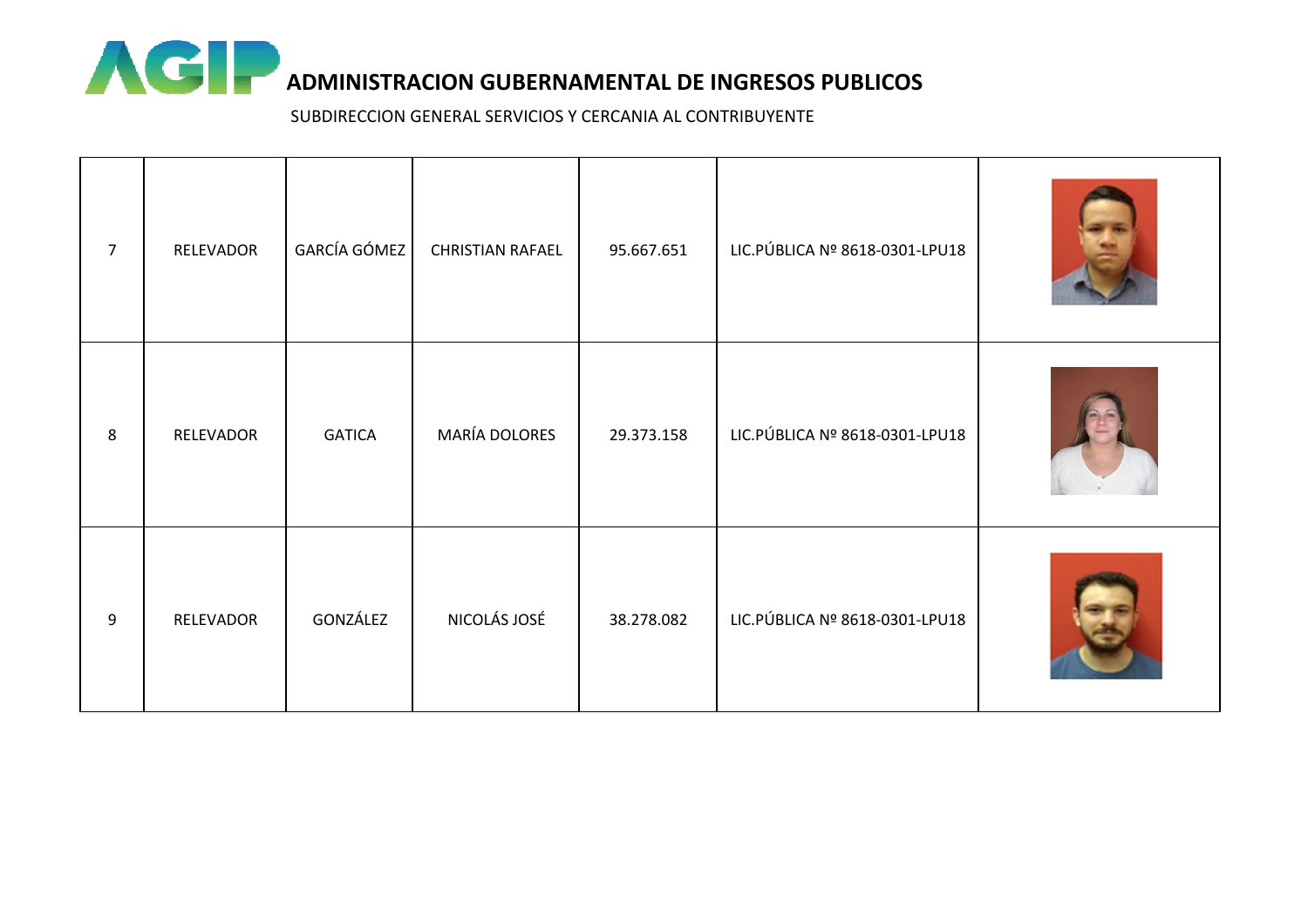# ADMINISTRACION GUBERNAMENTAL DE INGRESOS PUBLICOS

SUBDIRECCION GENERAL SERVICIOS Y CERCANIA AL CONTRIBUYENTE

| | | | | | | |
|---|---|---|---|---|---|---|
| 7 | RELEVADOR | GARCÍA GÓMEZ | CHRISTIAN RAFAEL | 95.667.651 | LIC.PÚBLICA Nº 8618-0301-LPU18 | |
| 8 | RELEVADOR | GATICA | MARÍA DOLORES | 29.373.158 | LIC.PÚBLICA Nº 8618-0301-LPU18 | |
| 9 | RELEVADOR | GONZÁLEZ | NICOLÁS JOSÉ | 38.278.082 | LIC.PÚBLICA Nº 8618-0301-LPU18 | |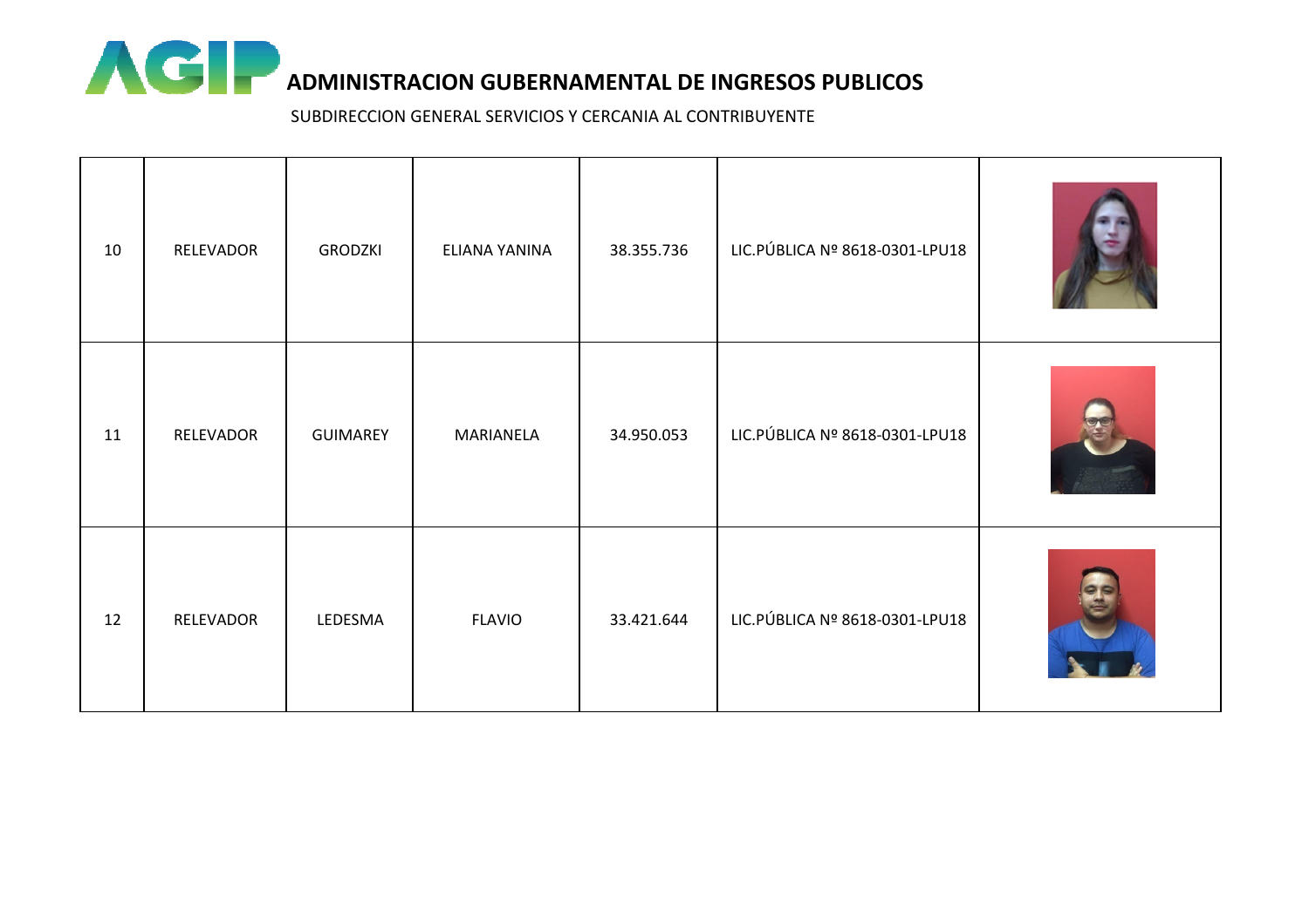# ADMINISTRACION GUBERNAMENTAL DE INGRESOS PUBLICOS

SUBDIRECCION GENERAL SERVICIOS Y CERCANIA AL CONTRIBUYENTE

| | | | | | | |
|---|---|---|---|---|---|---|
| 10 | RELEVADOR | GRODZKI | ELIANA YANINA | 38.355.736 | LIC.PÚBLICA Nº 8618-0301-LPU18 | |
| 11 | RELEVADOR | GUIMAREY | MARIANELA | 34.950.053 | LIC.PÚBLICA Nº 8618-0301-LPU18 | |
| 12 | RELEVADOR | LEDESMA | FLAVIO | 33.421.644 | LIC.PÚBLICA Nº 8618-0301-LPU18 | |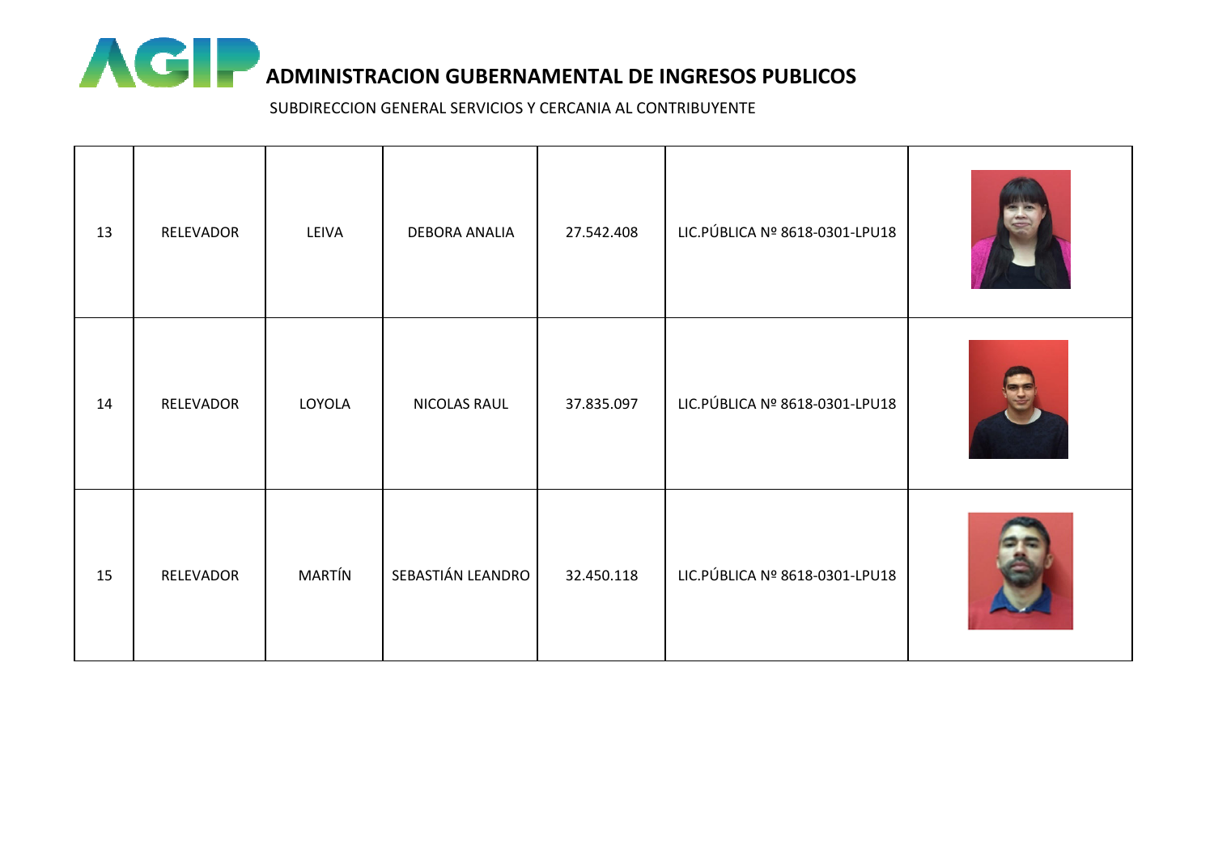# ADMINISTRACION GUBERNAMENTAL DE INGRESOS PUBLICOS

SUBDIRECCION GENERAL SERVICIOS Y CERCANIA AL CONTRIBUYENTE

| | | | | | | |
|---|---|---|---|---|---|---|
| 13 | RELEVADOR | LEIVA | DEBORA ANALIA | 27.542.408 | LIC.PÚBLICA Nº 8618-0301-LPU18 | |
| 14 | RELEVADOR | LOYOLA | NICOLAS RAUL | 37.835.097 | LIC.PÚBLICA Nº 8618-0301-LPU18 | |
| 15 | RELEVADOR | MARTÍN | SEBASTIÁN LEANDRO | 32.450.118 | LIC.PÚBLICA Nº 8618-0301-LPU18 | |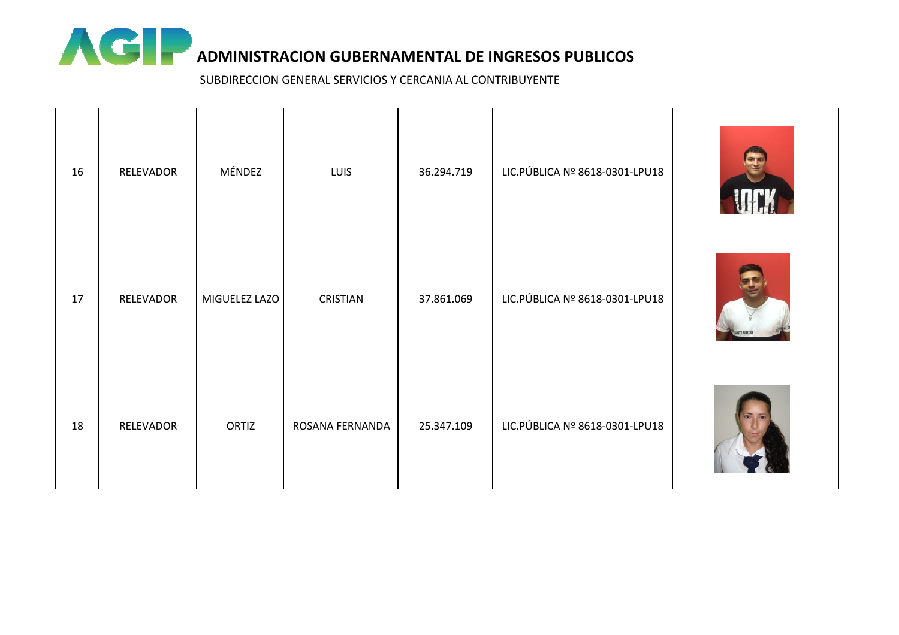# ADMINISTRACION GUBERNAMENTAL DE INGRESOS PUBLICOS

SUBDIRECCION GENERAL SERVICIOS Y CERCANIA AL CONTRIBUYENTE

| | | | | | | |
|---|---|---|---|---|---|---|
| 16 | RELEVADOR | MÉNDEZ | LUIS | 36.294.719 | LIC.PÚBLICA Nº 8618-0301-LPU18 | |
| 17 | RELEVADOR | MIGUELEZ LAZO | CRISTIAN | 37.861.069 | LIC.PÚBLICA Nº 8618-0301-LPU18 | |
| 18 | RELEVADOR | ORTIZ | ROSANA FERNANDA | 25.347.109 | LIC.PÚBLICA Nº 8618-0301-LPU18 | |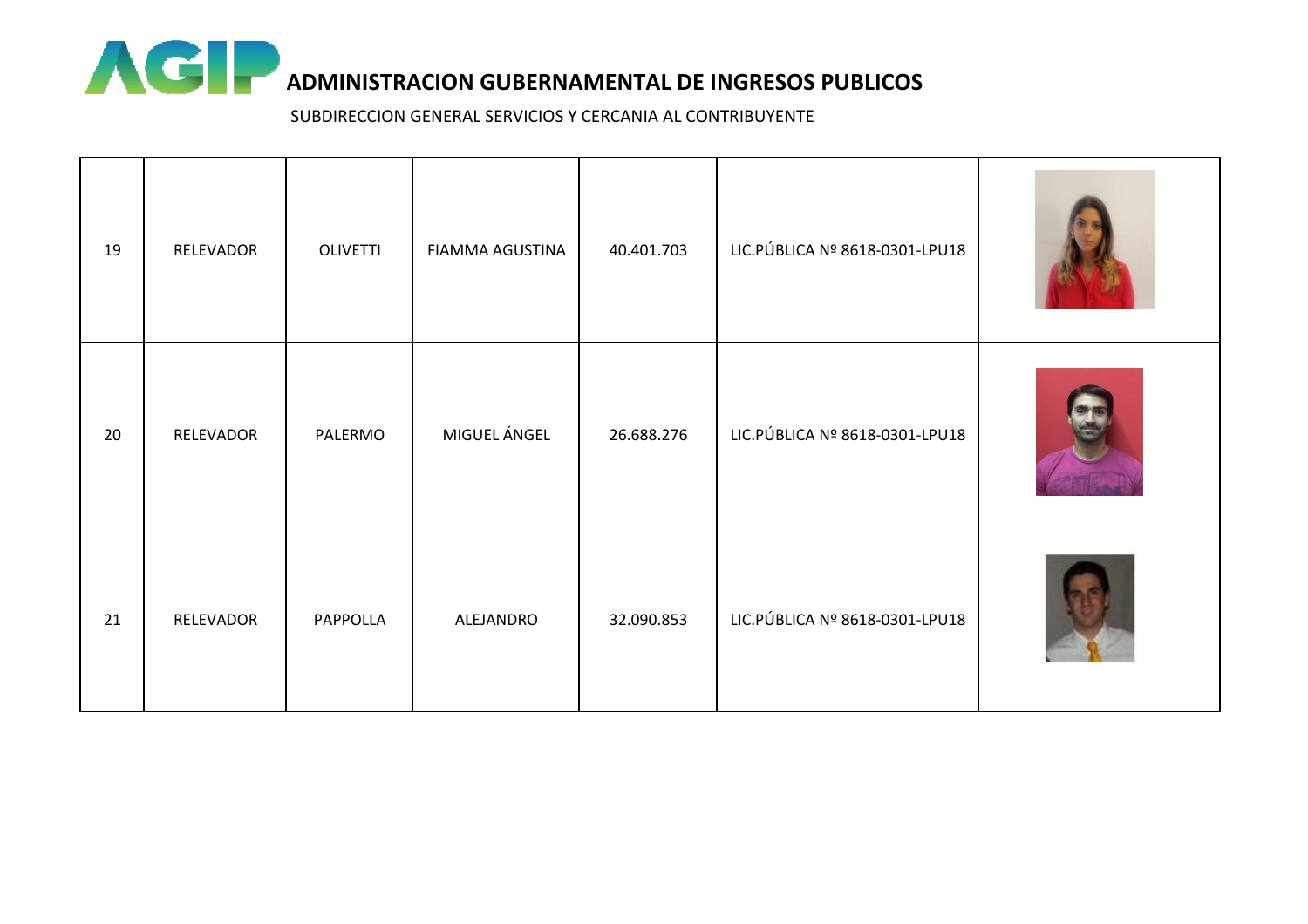# ADMINISTRACION GUBERNAMENTAL DE INGRESOS PUBLICOS

SUBDIRECCION GENERAL SERVICIOS Y CERCANIA AL CONTRIBUYENTE

| | | | | | | |
|---|---|---|---|---|---|---|
| 19 | RELEVADOR | OLIVETTI | FIAMMA AGUSTINA | 40.401.703 | LIC.PÚBLICA Nº 8618-0301-LPU18 | |
| 20 | RELEVADOR | PALERMO | MIGUEL ÁNGEL | 26.688.276 | LIC.PÚBLICA Nº 8618-0301-LPU18 | |
| 21 | RELEVADOR | PAPPOLLA | ALEJANDRO | 32.090.853 | LIC.PÚBLICA Nº 8618-0301-LPU18 | |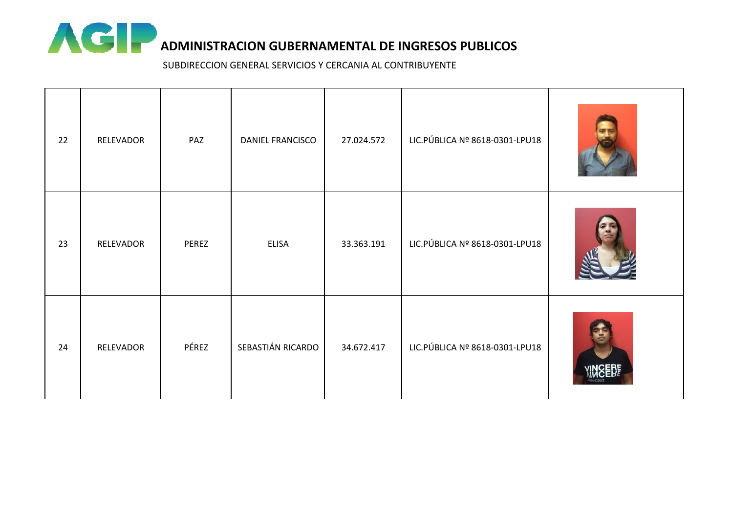# ADMINISTRACION GUBERNAMENTAL DE INGRESOS PUBLICOS

SUBDIRECCION GENERAL SERVICIOS Y CERCANIA AL CONTRIBUYENTE

| | | | | | | |
|---|---|---|---|---|---|---|
| 22 | RELEVADOR | PAZ | DANIEL FRANCISCO | 27.024.572 | LIC.PÚBLICA Nº 8618-0301-LPU18 | |
| 23 | RELEVADOR | PEREZ | ELISA | 33.363.191 | LIC.PÚBLICA Nº 8618-0301-LPU18 | |
| 24 | RELEVADOR | PÉREZ | SEBASTIÁN RICARDO | 34.672.417 | LIC.PÚBLICA Nº 8618-0301-LPU18 | |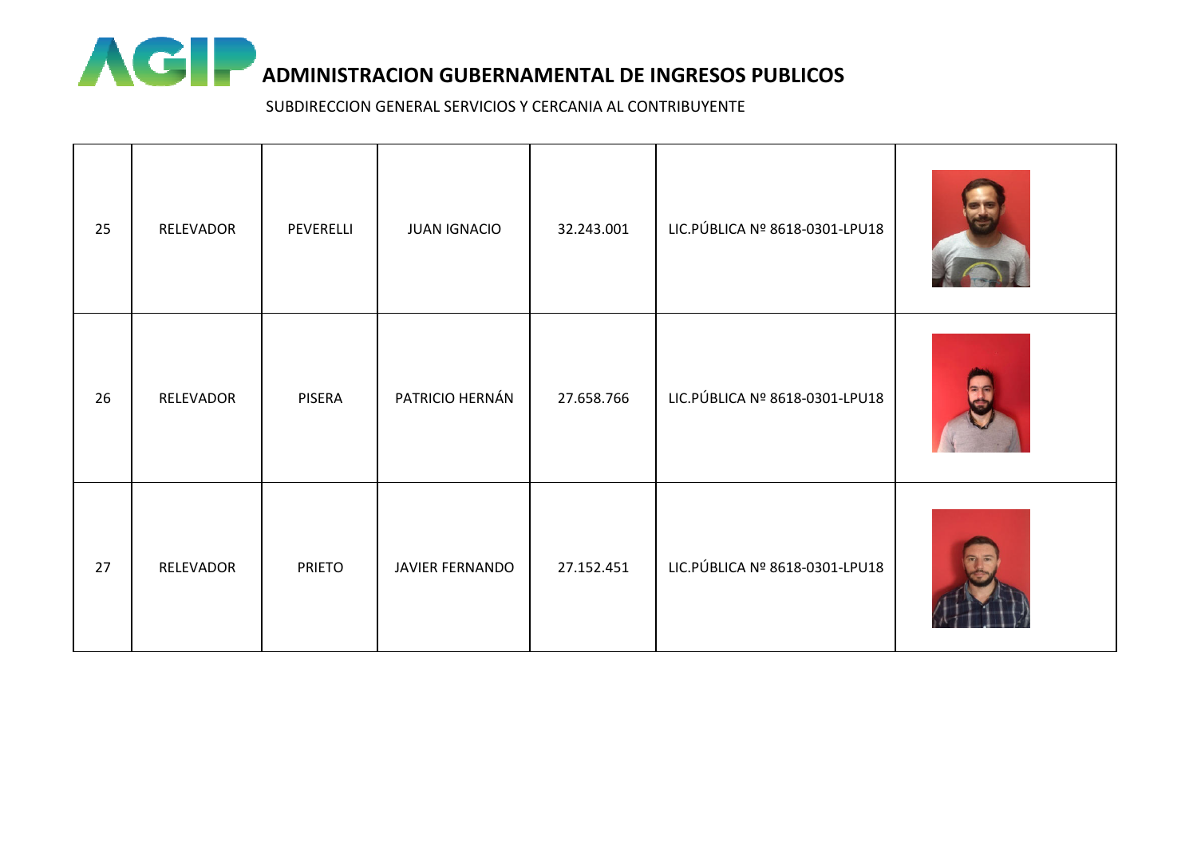**ADMINISTRACION GUBERNAMENTAL DE INGRESOS PUBLICOS**

SUBDIRECCION GENERAL SERVICIOS Y CERCANIA AL CONTRIBUYENTE

| | | | | | | |
|---|---|---|---|---|---|---|
| 25 | RELEVADOR | PEVERELLI | JUAN IGNACIO | 32.243.001 | LIC.PÚBLICA Nº 8618-0301-LPU18 | |
| 26 | RELEVADOR | PISERA | PATRICIO HERNÁN | 27.658.766 | LIC.PÚBLICA Nº 8618-0301-LPU18 | |
| 27 | RELEVADOR | PRIETO | JAVIER FERNANDO | 27.152.451 | LIC.PÚBLICA Nº 8618-0301-LPU18 | |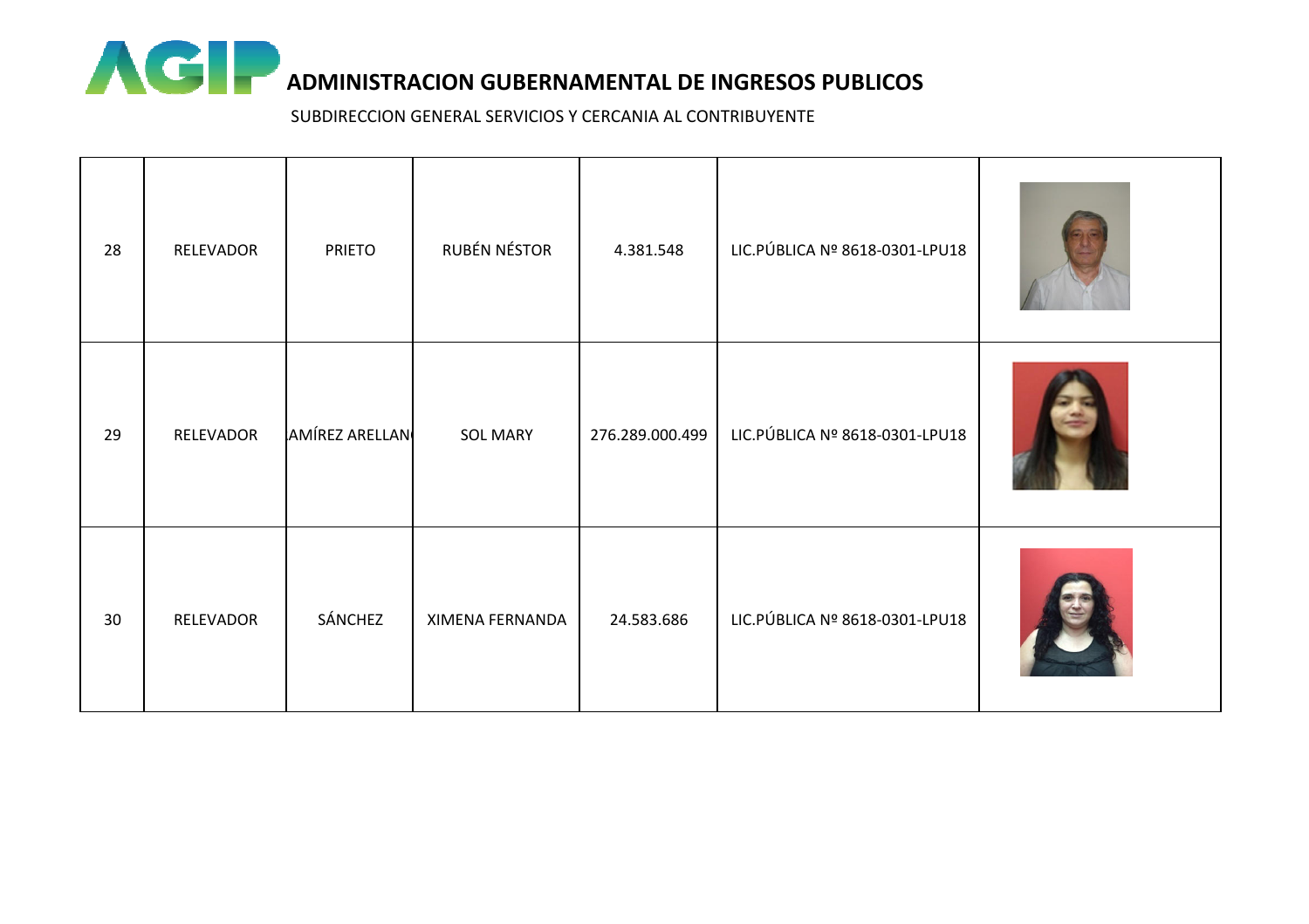# ADMINISTRACION GUBERNAMENTAL DE INGRESOS PUBLICOS

SUBDIRECCION GENERAL SERVICIOS Y CERCANIA AL CONTRIBUYENTE

| | | | | | | |
|---|---|---|---|---|---|---|
| 28 | RELEVADOR | PRIETO | RUBÉN NÉSTOR | 4.381.548 | LIC.PÚBLICA Nº 8618-0301-LPU18 | |
| 29 | RELEVADOR | AMÍREZ ARELLAN | SOL MARY | 276.289.000.499 | LIC.PÚBLICA Nº 8618-0301-LPU18 | |
| 30 | RELEVADOR | SÁNCHEZ | XIMENA FERNANDA | 24.583.686 | LIC.PÚBLICA Nº 8618-0301-LPU18 | |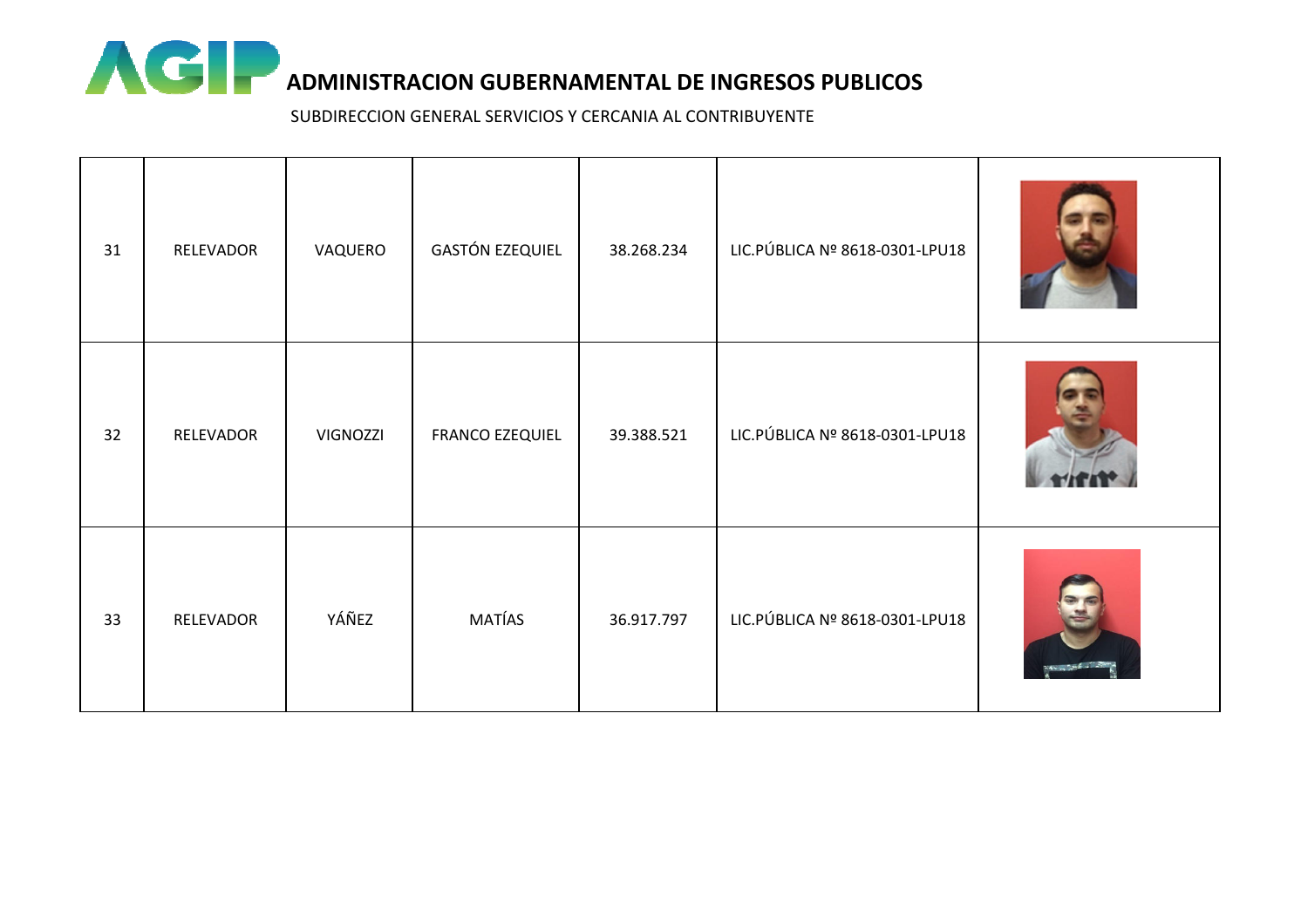# ADMINISTRACION GUBERNAMENTAL DE INGRESOS PUBLICOS

SUBDIRECCION GENERAL SERVICIOS Y CERCANIA AL CONTRIBUYENTE

| | | | | | | |
|---|---|---|---|---|---|---|
| 31 | RELEVADOR | VAQUERO | GASTÓN EZEQUIEL | 38.268.234 | LIC.PÚBLICA Nº 8618-0301-LPU18 | |
| 32 | RELEVADOR | VIGNOZZI | FRANCO EZEQUIEL | 39.388.521 | LIC.PÚBLICA Nº 8618-0301-LPU18 | |
| 33 | RELEVADOR | YÁÑEZ | MATÍAS | 36.917.797 | LIC.PÚBLICA Nº 8618-0301-LPU18 | |